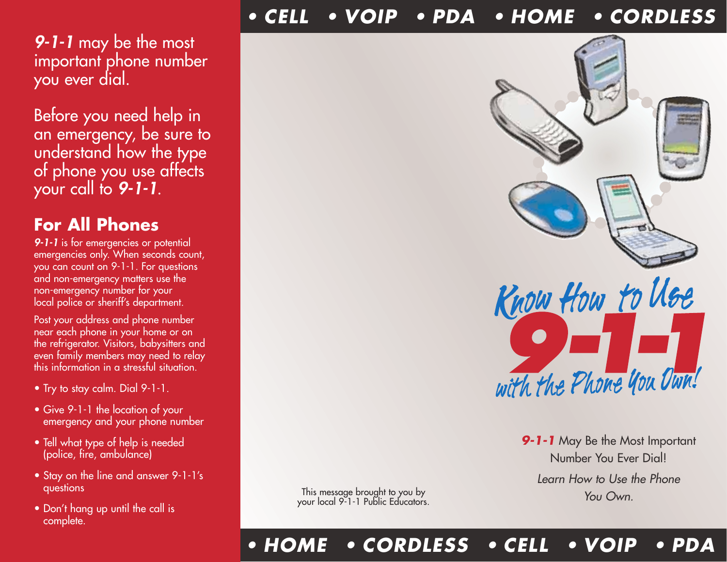***9-1-1*** may be the most important phone number you ever dial.

Before you need help in an emergency, be sure to understand how the type of phone you use affects your call to ***9-1-1***.

## For All Phones

***9-1-1*** is for emergencies or potential emergencies only. When seconds count, you can count on 9-1-1. For questions and non-emergency matters use the non-emergency number for your local police or sheriff's department.

Post your address and phone number near each phone in your home or on the refrigerator. Visitors, babysitters and even family members may need to relay this information in a stressful situation.

- Try to stay calm. Dial 9-1-1.
- Give 9-1-1 the location of your emergency and your phone number
- Tell what type of help is needed (police, fire, ambulance)
- Stay on the line and answer 9-1-1's questions
- Don't hang up until the call is complete.

**• CELL • VOIP • PDA • HOME • CORDLESS**

# Know How to Use 9-1-1 with the Phone You Own!

***9-1-1*** May Be the Most Important Number You Ever Dial!

*Learn How to Use the Phone You Own.*

This message brought to you by your local 9-1-1 Public Educators.

**• HOME • CORDLESS • CELL • VOIP • PDA**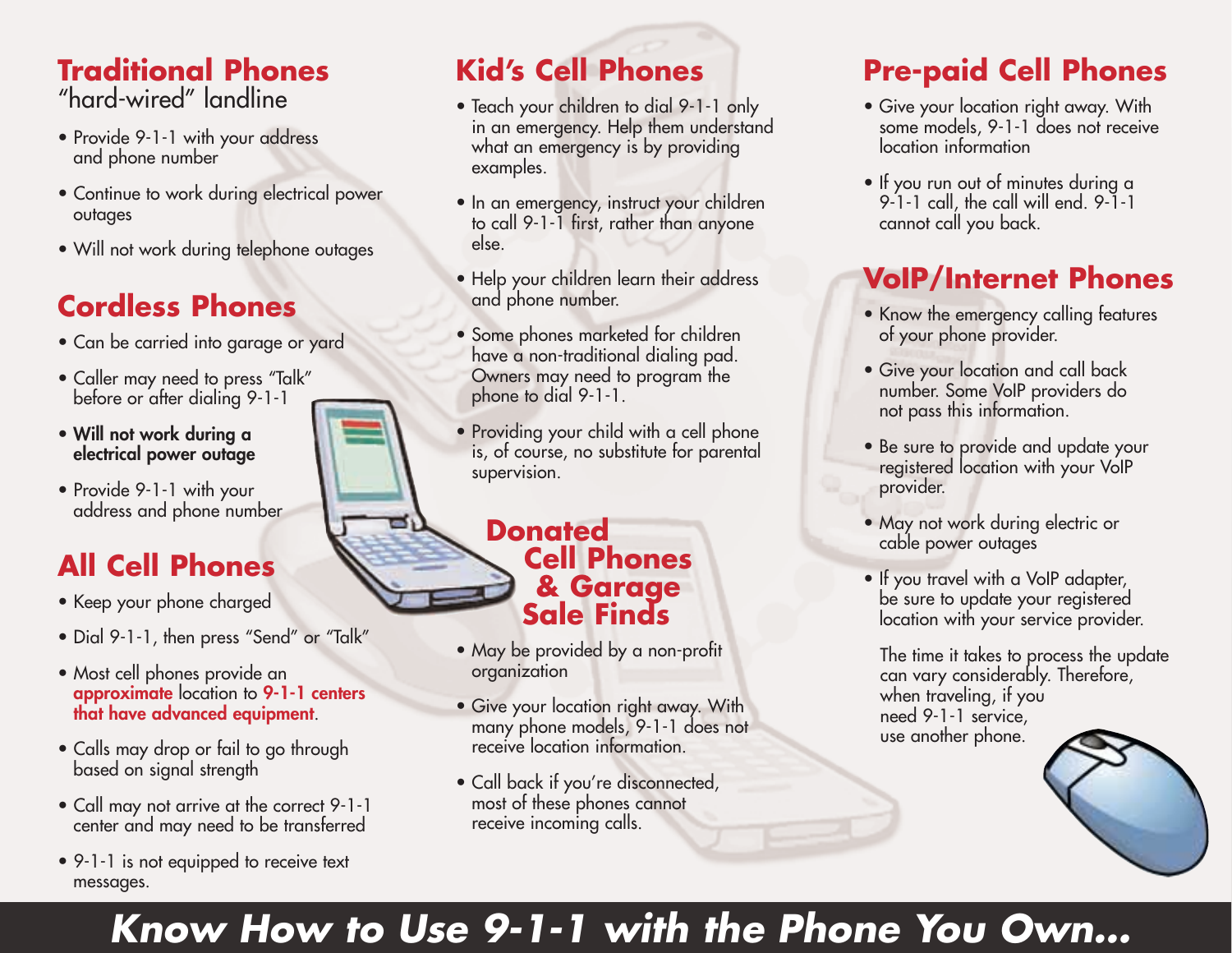## Traditional Phones
"hard-wired" landline

- Provide 9-1-1 with your address and phone number
- Continue to work during electrical power outages
- Will not work during telephone outages

## Cordless Phones

- Can be carried into garage or yard
- Caller may need to press "Talk" before or after dialing 9-1-1
- **Will not work during a electrical power outage**
- Provide 9-1-1 with your address and phone number

## All Cell Phones

- Keep your phone charged
- Dial 9-1-1, then press "Send" or "Talk"
- Most cell phones provide an **approximate** location to **9-1-1 centers that have advanced equipment**.
- Calls may drop or fail to go through based on signal strength
- Call may not arrive at the correct 9-1-1 center and may need to be transferred
- 9-1-1 is not equipped to receive text messages.

## Kid's Cell Phones

- Teach your children to dial 9-1-1 only in an emergency. Help them understand what an emergency is by providing examples.
- In an emergency, instruct your children to call 9-1-1 first, rather than anyone else.
- Help your children learn their address and phone number.
- Some phones marketed for children have a non-traditional dialing pad. Owners may need to program the phone to dial 9-1-1.
- Providing your child with a cell phone is, of course, no substitute for parental supervision.

## Donated Cell Phones & Garage Sale Finds

- May be provided by a non-profit organization
- Give your location right away. With many phone models, 9-1-1 does not receive location information.
- Call back if you're disconnected, most of these phones cannot receive incoming calls.

## Pre-paid Cell Phones

- Give your location right away. With some models, 9-1-1 does not receive location information
- If you run out of minutes during a 9-1-1 call, the call will end. 9-1-1 cannot call you back.

## VoIP/Internet Phones

- Know the emergency calling features of your phone provider.
- Give your location and call back number. Some VoIP providers do not pass this information.
- Be sure to provide and update your registered location with your VoIP provider.
- May not work during electric or cable power outages
- If you travel with a VoIP adapter, be sure to update your registered location with your service provider.

  The time it takes to process the update can vary considerably. Therefore, when traveling, if you need 9-1-1 service, use another phone.

***Know How to Use 9-1-1 with the Phone You Own...***